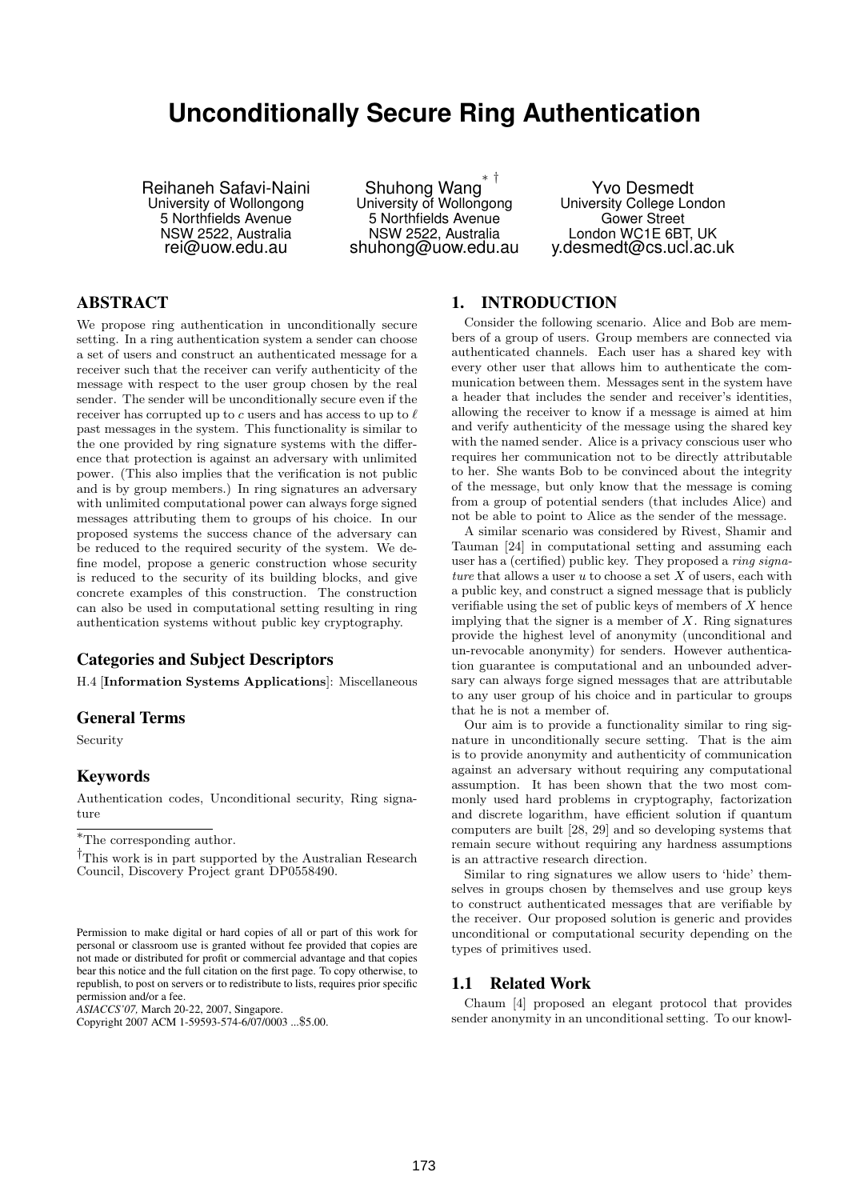# Unconditionally Secure Ring Authentication

Reihaneh Safavi-Naini
University of Wollongong
5 Northfields Avenue
NSW 2522, Australia
rei@uow.edu.au

Shuhong Wang[*,†]
University of Wollongong
5 Northfields Avenue
NSW 2522, Australia
shuhong@uow.edu.au

Yvo Desmedt
University College London
Gower Street
London WC1E 6BT, UK
y.desmedt@cs.ucl.ac.uk

## ABSTRACT

We propose ring authentication in unconditionally secure setting. In a ring authentication system a sender can choose a set of users and construct an authenticated message for a receiver such that the receiver can verify authenticity of the message with respect to the user group chosen by the real sender. The sender will be unconditionally secure even if the receiver has corrupted up to $c$ users and has access to up to $\ell$ past messages in the system. This functionality is similar to the one provided by ring signature systems with the difference that protection is against an adversary with unlimited power. (This also implies that the verification is not public and is by group members.) In ring signatures an adversary with unlimited computational power can always forge signed messages attributing them to groups of his choice. In our proposed systems the success chance of the adversary can be reduced to the required security of the system. We define model, propose a generic construction whose security is reduced to the security of its building blocks, and give concrete examples of this construction. The construction can also be used in computational setting resulting in ring authentication systems without public key cryptography.

### Categories and Subject Descriptors

H.4 [**Information Systems Applications**]: Miscellaneous

### General Terms

Security

### Keywords

Authentication codes, Unconditional security, Ring signature

[*]The corresponding author.

[†]This work is in part supported by the Australian Research Council, Discovery Project grant DP0558490.

Permission to make digital or hard copies of all or part of this work for personal or classroom use is granted without fee provided that copies are not made or distributed for profit or commercial advantage and that copies bear this notice and the full citation on the first page. To copy otherwise, to republish, to post on servers or to redistribute to lists, requires prior specific permission and/or a fee.
*ASIACCS'07,* March 20-22, 2007, Singapore.
Copyright 2007 ACM 1-59593-574-6/07/0003 ...$5.00.

## 1. INTRODUCTION

Consider the following scenario. Alice and Bob are members of a group of users. Group members are connected via authenticated channels. Each user has a shared key with every other user that allows him to authenticate the communication between them. Messages sent in the system have a header that includes the sender and receiver's identities, allowing the receiver to know if a message is aimed at him and verify authenticity of the message using the shared key with the named sender. Alice is a privacy conscious user who requires her communication not to be directly attributable to her. She wants Bob to be convinced about the integrity of the message, but only know that the message is coming from a group of potential senders (that includes Alice) and not be able to point to Alice as the sender of the message.

A similar scenario was considered by Rivest, Shamir and Tauman [24] in computational setting and assuming each user has a (certified) public key. They proposed a *ring signature* that allows a user $u$ to choose a set $X$ of users, each with a public key, and construct a signed message that is publicly verifiable using the set of public keys of members of $X$ hence implying that the signer is a member of $X$. Ring signatures provide the highest level of anonymity (unconditional and un-revocable anonymity) for senders. However authentication guarantee is computational and an unbounded adversary can always forge signed messages that are attributable to any user group of his choice and in particular to groups that he is not a member of.

Our aim is to provide a functionality similar to ring signature in unconditionally secure setting. That is the aim is to provide anonymity and authenticity of communication against an adversary without requiring any computational assumption. It has been shown that the two most commonly used hard problems in cryptography, factorization and discrete logarithm, have efficient solution if quantum computers are built [28, 29] and so developing systems that remain secure without requiring any hardness assumptions is an attractive research direction.

Similar to ring signatures we allow users to 'hide' themselves in groups chosen by themselves and use group keys to construct authenticated messages that are verifiable by the receiver. Our proposed solution is generic and provides unconditional or computational security depending on the types of primitives used.

### 1.1 Related Work

Chaum [4] proposed an elegant protocol that provides sender anonymity in an unconditional setting. To our knowl-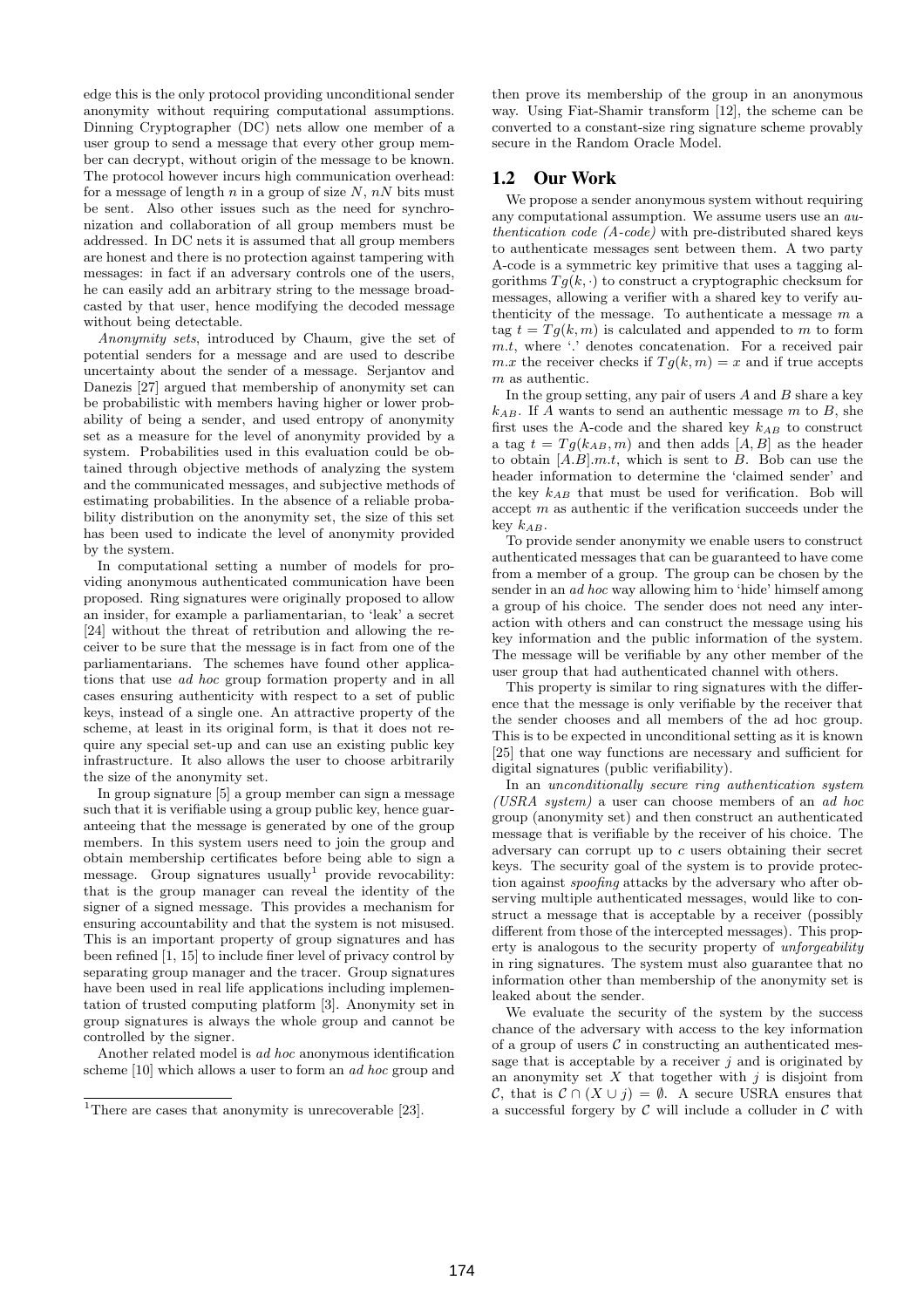edge this is the only protocol providing unconditional sender anonymity without requiring computational assumptions. Dinning Cryptographer (DC) nets allow one member of a user group to send a message that every other group member can decrypt, without origin of the message to be known. The protocol however incurs high communication overhead: for a message of length $n$ in a group of size $N$, $nN$ bits must be sent. Also other issues such as the need for synchronization and collaboration of all group members must be addressed. In DC nets it is assumed that all group members are honest and there is no protection against tampering with messages: in fact if an adversary controls one of the users, he can easily add an arbitrary string to the message broadcasted by that user, hence modifying the decoded message without being detectable.

*Anonymity sets*, introduced by Chaum, give the set of potential senders for a message and are used to describe uncertainty about the sender of a message. Serjantov and Danezis [27] argued that membership of anonymity set can be probabilistic with members having higher or lower probability of being a sender, and used entropy of anonymity set as a measure for the level of anonymity provided by a system. Probabilities used in this evaluation could be obtained through objective methods of analyzing the system and the communicated messages, and subjective methods of estimating probabilities. In the absence of a reliable probability distribution on the anonymity set, the size of this set has been used to indicate the level of anonymity provided by the system.

In computational setting a number of models for providing anonymous authenticated communication have been proposed. Ring signatures were originally proposed to allow an insider, for example a parliamentarian, to 'leak' a secret [24] without the threat of retribution and allowing the receiver to be sure that the message is in fact from one of the parliamentarians. The schemes have found other applications that use *ad hoc* group formation property and in all cases ensuring authenticity with respect to a set of public keys, instead of a single one. An attractive property of the scheme, at least in its original form, is that it does not require any special set-up and can use an existing public key infrastructure. It also allows the user to choose arbitrarily the size of the anonymity set.

In group signature [5] a group member can sign a message such that it is verifiable using a group public key, hence guaranteeing that the message is generated by one of the group members. In this system users need to join the group and obtain membership certificates before being able to sign a message. Group signatures usually[1] provide revocability: that is the group manager can reveal the identity of the signer of a signed message. This provides a mechanism for ensuring accountability and that the system is not misused. This is an important property of group signatures and has been refined [1, 15] to include finer level of privacy control by separating group manager and the tracer. Group signatures have been used in real life applications including implementation of trusted computing platform [3]. Anonymity set in group signatures is always the whole group and cannot be controlled by the signer.

Another related model is *ad hoc* anonymous identification scheme [10] which allows a user to form an *ad hoc* group and then prove its membership of the group in an anonymous way. Using Fiat-Shamir transform [12], the scheme can be converted to a constant-size ring signature scheme provably secure in the Random Oracle Model.

[1]There are cases that anonymity is unrecoverable [23].

## 1.2 Our Work

We propose a sender anonymous system without requiring any computational assumption. We assume users use an *authentication code (A-code)* with pre-distributed shared keys to authenticate messages sent between them. A two party A-code is a symmetric key primitive that uses a tagging algorithms $Tg(k, \cdot)$ to construct a cryptographic checksum for messages, allowing a verifier with a shared key to verify authenticity of the message. To authenticate a message $m$ a tag $t = Tg(k, m)$ is calculated and appended to $m$ to form $m.t$, where '.' denotes concatenation. For a received pair $m.x$ the receiver checks if $Tg(k, m) = x$ and if true accepts $m$ as authentic.

In the group setting, any pair of users $A$ and $B$ share a key $k_{AB}$. If $A$ wants to send an authentic message $m$ to $B$, she first uses the A-code and the shared key $k_{AB}$ to construct a tag $t = Tg(k_{AB}, m)$ and then adds $[A, B]$ as the header to obtain $[A.B].m.t$, which is sent to $B$. Bob can use the header information to determine the 'claimed sender' and the key $k_{AB}$ that must be used for verification. Bob will accept $m$ as authentic if the verification succeeds under the key $k_{AB}$.

To provide sender anonymity we enable users to construct authenticated messages that can be guaranteed to have come from a member of a group. The group can be chosen by the sender in an *ad hoc* way allowing him to 'hide' himself among a group of his choice. The sender does not need any interaction with others and can construct the message using his key information and the public information of the system. The message will be verifiable by any other member of the user group that had authenticated channel with others.

This property is similar to ring signatures with the difference that the message is only verifiable by the receiver that the sender chooses and all members of the ad hoc group. This is to be expected in unconditional setting as it is known [25] that one way functions are necessary and sufficient for digital signatures (public verifiability).

In an *unconditionally secure ring authentication system (USRA system)* a user can choose members of an *ad hoc* group (anonymity set) and then construct an authenticated message that is verifiable by the receiver of his choice. The adversary can corrupt up to $c$ users obtaining their secret keys. The security goal of the system is to provide protection against *spoofing* attacks by the adversary who after observing multiple authenticated messages, would like to construct a message that is acceptable by a receiver (possibly different from those of the intercepted messages). This property is analogous to the security property of *unforgeability* in ring signatures. The system must also guarantee that no information other than membership of the anonymity set is leaked about the sender.

We evaluate the security of the system by the success chance of the adversary with access to the key information of a group of users $\mathcal{C}$ in constructing an authenticated message that is acceptable by a receiver $j$ and is originated by an anonymity set $X$ that together with $j$ is disjoint from $\mathcal{C}$, that is $\mathcal{C} \cap (X \cup j) = \emptyset$. A secure USRA ensures that a successful forgery by $\mathcal{C}$ will include a colluder in $\mathcal{C}$ with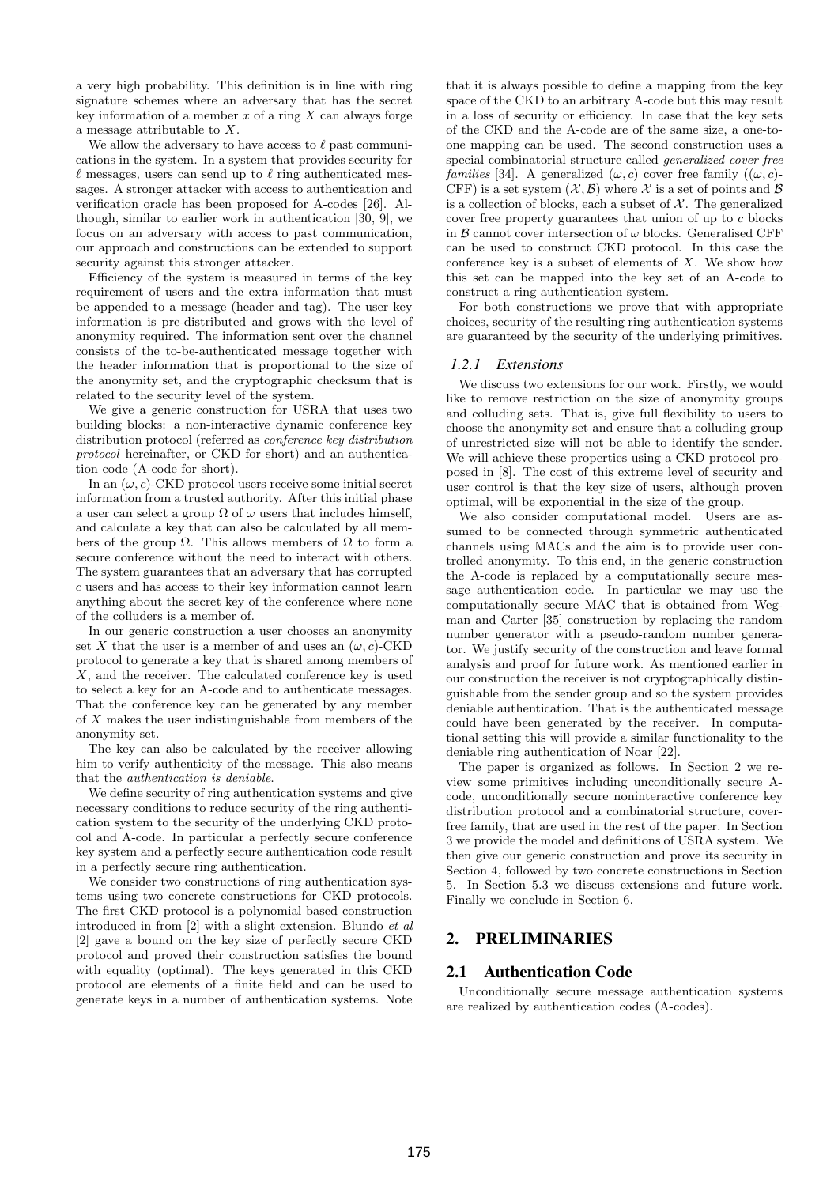a very high probability. This definition is in line with ring signature schemes where an adversary that has the secret key information of a member $x$ of a ring $X$ can always forge a message attributable to $X$.

We allow the adversary to have access to $\ell$ past communications in the system. In a system that provides security for $\ell$ messages, users can send up to $\ell$ ring authenticated messages. A stronger attacker with access to authentication and verification oracle has been proposed for A-codes [26]. Although, similar to earlier work in authentication [30, 9], we focus on an adversary with access to past communication, our approach and constructions can be extended to support security against this stronger attacker.

Efficiency of the system is measured in terms of the key requirement of users and the extra information that must be appended to a message (header and tag). The user key information is pre-distributed and grows with the level of anonymity required. The information sent over the channel consists of the to-be-authenticated message together with the header information that is proportional to the size of the anonymity set, and the cryptographic checksum that is related to the security level of the system.

We give a generic construction for USRA that uses two building blocks: a non-interactive dynamic conference key distribution protocol (referred as *conference key distribution protocol* hereinafter, or CKD for short) and an authentication code (A-code for short).

In an $(\omega, c)$-CKD protocol users receive some initial secret information from a trusted authority. After this initial phase a user can select a group $\Omega$ of $\omega$ users that includes himself, and calculate a key that can also be calculated by all members of the group $\Omega$. This allows members of $\Omega$ to form a secure conference without the need to interact with others. The system guarantees that an adversary that has corrupted $c$ users and has access to their key information cannot learn anything about the secret key of the conference where none of the colluders is a member of.

In our generic construction a user chooses an anonymity set $X$ that the user is a member of and uses an $(\omega, c)$-CKD protocol to generate a key that is shared among members of $X$, and the receiver. The calculated conference key is used to select a key for an A-code and to authenticate messages. That the conference key can be generated by any member of $X$ makes the user indistinguishable from members of the anonymity set.

The key can also be calculated by the receiver allowing him to verify authenticity of the message. This also means that the *authentication is deniable*.

We define security of ring authentication systems and give necessary conditions to reduce security of the ring authentication system to the security of the underlying CKD protocol and A-code. In particular a perfectly secure conference key system and a perfectly secure authentication code result in a perfectly secure ring authentication.

We consider two constructions of ring authentication systems using two concrete constructions for CKD protocols. The first CKD protocol is a polynomial based construction introduced in from [2] with a slight extension. Blundo *et al* [2] gave a bound on the key size of perfectly secure CKD protocol and proved their construction satisfies the bound with equality (optimal). The keys generated in this CKD protocol are elements of a finite field and can be used to generate keys in a number of authentication systems. Note that it is always possible to define a mapping from the key space of the CKD to an arbitrary A-code but this may result in a loss of security or efficiency. In case that the key sets of the CKD and the A-code are of the same size, a one-to-one mapping can be used. The second construction uses a special combinatorial structure called *generalized cover free families* [34]. A generalized $(\omega, c)$ cover free family ($(\omega, c)$-CFF) is a set system $(\mathcal{X}, \mathcal{B})$ where $\mathcal{X}$ is a set of points and $\mathcal{B}$ is a collection of blocks, each a subset of $\mathcal{X}$. The generalized cover free property guarantees that union of up to $c$ blocks in $\mathcal{B}$ cannot cover intersection of $\omega$ blocks. Generalised CFF can be used to construct CKD protocol. In this case the conference key is a subset of elements of $X$. We show how this set can be mapped into the key set of an A-code to construct a ring authentication system.

For both constructions we prove that with appropriate choices, security of the resulting ring authentication systems are guaranteed by the security of the underlying primitives.

### *1.2.1 Extensions*

We discuss two extensions for our work. Firstly, we would like to remove restriction on the size of anonymity groups and colluding sets. That is, give full flexibility to users to choose the anonymity set and ensure that a colluding group of unrestricted size will not be able to identify the sender. We will achieve these properties using a CKD protocol proposed in [8]. The cost of this extreme level of security and user control is that the key size of users, although proven optimal, will be exponential in the size of the group.

We also consider computational model. Users are assumed to be connected through symmetric authenticated channels using MACs and the aim is to provide user controlled anonymity. To this end, in the generic construction the A-code is replaced by a computationally secure message authentication code. In particular we may use the computationally secure MAC that is obtained from Wegman and Carter [35] construction by replacing the random number generator with a pseudo-random number generator. We justify security of the construction and leave formal analysis and proof for future work. As mentioned earlier in our construction the receiver is not cryptographically distinguishable from the sender group and so the system provides deniable authentication. That is the authenticated message could have been generated by the receiver. In computational setting this will provide a similar functionality to the deniable ring authentication of Noar [22].

The paper is organized as follows. In Section 2 we review some primitives including unconditionally secure A-code, unconditionally secure noninteractive conference key distribution protocol and a combinatorial structure, cover-free family, that are used in the rest of the paper. In Section 3 we provide the model and definitions of USRA system. We then give our generic construction and prove its security in Section 4, followed by two concrete constructions in Section 5. In Section 5.3 we discuss extensions and future work. Finally we conclude in Section 6.

## 2. PRELIMINARIES

## 2.1 Authentication Code

Unconditionally secure message authentication systems are realized by authentication codes (A-codes).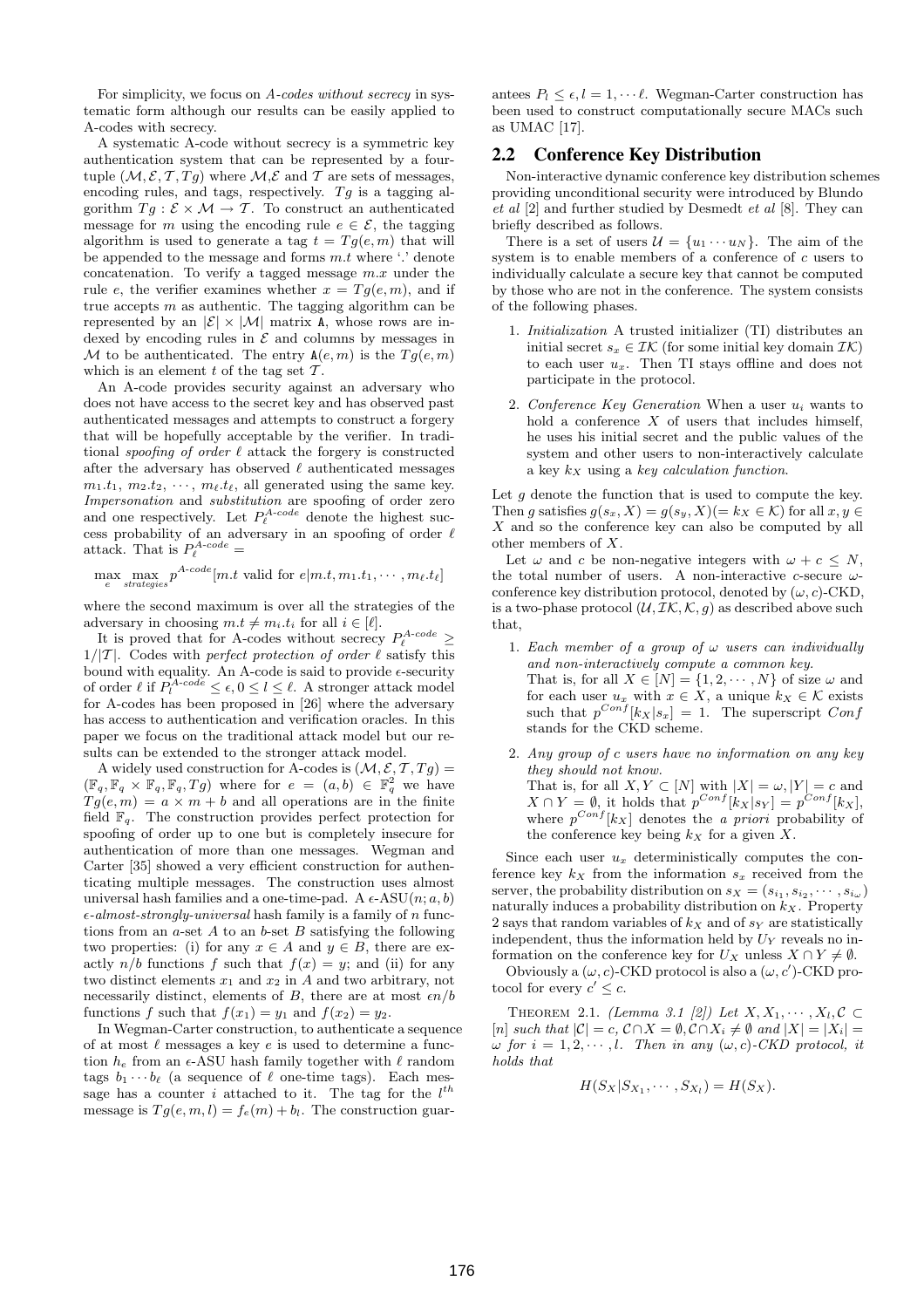For simplicity, we focus on *A-codes without secrecy* in systematic form although our results can be easily applied to A-codes with secrecy.

A systematic A-code without secrecy is a symmetric key authentication system that can be represented by a four-tuple $(\mathcal{M}, \mathcal{E}, \mathcal{T}, Tg)$ where $\mathcal{M}$,$\mathcal{E}$ and $\mathcal{T}$ are sets of messages, encoding rules, and tags, respectively. $Tg$ is a tagging algorithm $Tg : \mathcal{E} \times \mathcal{M} \rightarrow \mathcal{T}$. To construct an authenticated message for $m$ using the encoding rule $e \in \mathcal{E}$, the tagging algorithm is used to generate a tag $t = Tg(e, m)$ that will be appended to the message and forms $m.t$ where '.' denote concatenation. To verify a tagged message $m.x$ under the rule $e$, the verifier examines whether $x = Tg(e, m)$, and if true accepts $m$ as authentic. The tagging algorithm can be represented by an $|\mathcal{E}| \times |\mathcal{M}|$ matrix $\mathtt{A}$, whose rows are indexed by encoding rules in $\mathcal{E}$ and columns by messages in $\mathcal{M}$ to be authenticated. The entry $\mathtt{A}(e, m)$ is the $Tg(e, m)$ which is an element $t$ of the tag set $\mathcal{T}$.

An A-code provides security against an adversary who does not have access to the secret key and has observed past authenticated messages and attempts to construct a forgery that will be hopefully acceptable by the verifier. In traditional *spoofing of order* $\ell$ attack the forgery is constructed after the adversary has observed $\ell$ authenticated messages $m_1.t_1$, $m_2.t_2$, $\cdots$, $m_\ell.t_\ell$, all generated using the same key. *Impersonation* and *substitution* are spoofing of order zero and one respectively. Let $P_\ell^{A\text{-}code}$ denote the highest success probability of an adversary in an spoofing of order $\ell$ attack. That is $P_\ell^{A\text{-}code} =$

$$\max_e \max_{strategies} p^{A\text{-}code}[m.t \text{ valid for } e | m.t, m_1.t_1, \cdots, m_\ell.t_\ell]$$

where the second maximum is over all the strategies of the adversary in choosing $m.t \neq m_i.t_i$ for all $i \in [\ell]$.

It is proved that for A-codes without secrecy $P_\ell^{A\text{-}code} \geq 1/|\mathcal{T}|$. Codes with *perfect protection of order* $\ell$ satisfy this bound with equality. An A-code is said to provide $\epsilon$-security of order $\ell$ if $P_l^{A\text{-}code} \leq \epsilon, 0 \leq l \leq \ell$. A stronger attack model for A-codes has been proposed in [26] where the adversary has access to authentication and verification oracles. In this paper we focus on the traditional attack model but our results can be extended to the stronger attack model.

A widely used construction for A-codes is $(\mathcal{M}, \mathcal{E}, \mathcal{T}, Tg) = (\mathbb{F}_q, \mathbb{F}_q \times \mathbb{F}_q, \mathbb{F}_q, Tg)$ where for $e = (a, b) \in \mathbb{F}_q^2$ we have $Tg(e, m) = a \times m + b$ and all operations are in the finite field $\mathbb{F}_q$. The construction provides perfect protection for spoofing of order up to one but is completely insecure for authentication of more than one messages. Wegman and Carter [35] showed a very efficient construction for authenticating multiple messages. The construction uses almost universal hash families and a one-time-pad. A $\epsilon$-ASU$(n; a, b)$ *$\epsilon$-almost-strongly-universal* hash family is a family of $n$ functions from an $a$-set $A$ to an $b$-set $B$ satisfying the following two properties: (i) for any $x \in A$ and $y \in B$, there are exactly $n/b$ functions $f$ such that $f(x) = y$; and (ii) for any two distinct elements $x_1$ and $x_2$ in $A$ and two arbitrary, not necessarily distinct, elements of $B$, there are at most $\epsilon n/b$ functions $f$ such that $f(x_1) = y_1$ and $f(x_2) = y_2$.

In Wegman-Carter construction, to authenticate a sequence of at most $\ell$ messages a key $e$ is used to determine a function $h_e$ from an $\epsilon$-ASU hash family together with $\ell$ random tags $b_1 \cdots b_\ell$ (a sequence of $\ell$ one-time tags). Each message has a counter $i$ attached to it. The tag for the $l^{th}$ message is $Tg(e, m, l) = f_e(m) + b_l$. The construction guarantees $P_l \leq \epsilon, l = 1, \cdots \ell$. Wegman-Carter construction has been used to construct computationally secure MACs such as UMAC [17].

## 2.2 Conference Key Distribution

Non-interactive dynamic conference key distribution schemes providing unconditional security were introduced by Blundo *et al* [2] and further studied by Desmedt *et al* [8]. They can briefly described as follows.

There is a set of users $\mathcal{U} = \{u_1 \cdots u_N\}$. The aim of the system is to enable members of a conference of $c$ users to individually calculate a secure key that cannot be computed by those who are not in the conference. The system consists of the following phases.

1. *Initialization* A trusted initializer (TI) distributes an initial secret $s_x \in \mathcal{IK}$ (for some initial key domain $\mathcal{IK}$) to each user $u_x$. Then TI stays offline and does not participate in the protocol.

2. *Conference Key Generation* When a user $u_i$ wants to hold a conference $X$ of users that includes himself, he uses his initial secret and the public values of the system and other users to non-interactively calculate a key $k_X$ using a *key calculation function*.

Let $g$ denote the function that is used to compute the key. Then $g$ satisfies $g(s_x, X) = g(s_y, X) (= k_X \in \mathcal{K})$ for all $x, y \in X$ and so the conference key can also be computed by all other members of $X$.

Let $\omega$ and $c$ be non-negative integers with $\omega + c \leq N$, the total number of users. A non-interactive $c$-secure $\omega$-conference key distribution protocol, denoted by $(\omega, c)$-CKD, is a two-phase protocol $(\mathcal{U}, \mathcal{IK}, \mathcal{K}, g)$ as described above such that,

1. *Each member of a group of $\omega$ users can individually and non-interactively compute a common key.*
   That is, for all $X \in [N] = \{1, 2, \cdots, N\}$ of size $\omega$ and for each user $u_x$ with $x \in X$, a unique $k_X \in \mathcal{K}$ exists such that $p^{Conf}[k_X | s_x] = 1$. The superscript $Conf$ stands for the CKD scheme.

2. *Any group of $c$ users have no information on any key they should not know.*
   That is, for all $X, Y \subset [N]$ with $|X| = \omega$, $|Y| = c$ and $X \cap Y = \emptyset$, it holds that $p^{Conf}[k_X | s_Y] = p^{Conf}[k_X]$, where $p^{Conf}[k_X]$ denotes the *a priori* probability of the conference key being $k_X$ for a given $X$.

Since each user $u_x$ deterministically computes the conference key $k_X$ from the information $s_x$ received from the server, the probability distribution on $s_X = (s_{i_1}, s_{i_2}, \cdots, s_{i_\omega})$ naturally induces a probability distribution on $k_X$. Property 2 says that random variables of $k_X$ and of $s_Y$ are statistically independent, thus the information held by $U_Y$ reveals no information on the conference key for $U_X$ unless $X \cap Y \neq \emptyset$.

Obviously a $(\omega, c)$-CKD protocol is also a $(\omega, c')$-CKD protocol for every $c' \leq c$.

THEOREM 2.1. *(Lemma 3.1 [2]) Let $X, X_1, \cdots, X_l, \mathcal{C} \subset [n]$ such that $|\mathcal{C}| = c$, $\mathcal{C} \cap X = \emptyset, \mathcal{C} \cap X_i \neq \emptyset$ and $|X| = |X_i| = \omega$ for $i = 1, 2, \cdots, l$. Then in any $(\omega, c)$-CKD protocol, it holds that*

$$H(S_X | S_{X_1}, \cdots, S_{X_l}) = H(S_X).$$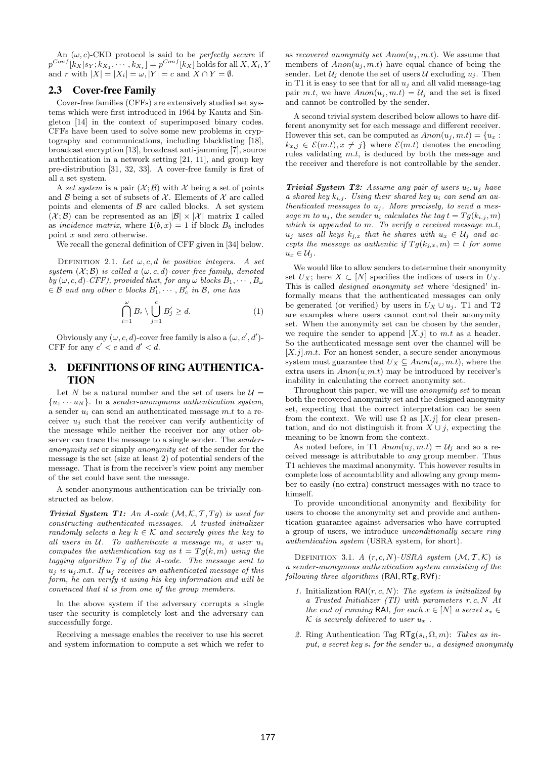An $(\omega, c)$-CKD protocol is said to be *perfectly secure* if $p^{Conf}[k_X | s_Y; k_{X_1}, \cdots, k_{X_r}] = p^{Conf}[k_X]$ holds for all $X, X_i, Y$ and $r$ with $|X| = |X_i| = \omega, |Y| = c$ and $X \cap Y = \emptyset$.

## 2.3 Cover-free Family

Cover-free families (CFFs) are extensively studied set systems which were first introduced in 1964 by Kautz and Singleton [14] in the context of superimposed binary codes. CFFs have been used to solve some new problems in cryptography and communications, including blacklisting [18], broadcast encryption [13], broadcast anti-jamming [7], source authentication in a network setting [21, 11], and group key pre-distribution [31, 32, 33]. A cover-free family is first of all a set system.

A *set system* is a pair $(\mathcal{X}; \mathcal{B})$ with $\mathcal{X}$ being a set of points and $\mathcal{B}$ being a set of subsets of $\mathcal{X}$. Elements of $\mathcal{X}$ are called points and elements of $\mathcal{B}$ are called blocks. A set system $(\mathcal{X}; \mathcal{B})$ can be represented as an $|\mathcal{B}| \times |\mathcal{X}|$ matrix $\mathtt{I}$ called as *incidence matrix*, where $\mathtt{I}(b, x) = 1$ if block $B_b$ includes point $x$ and zero otherwise.

We recall the general definition of CFF given in [34] below.

Definition 2.1. *Let $\omega, c, d$ be positive integers. A set system $(\mathcal{X}; \mathcal{B})$ is called a $(\omega, c, d)$-cover-free family, denoted by $(\omega, c, d)$-CFF), provided that, for any $\omega$ blocks $B_1, \cdots, B_\omega \in \mathcal{B}$ and any other $c$ blocks $B'_1, \cdots, B'_c$ in $\mathcal{B}$, one has*

$$\bigcap_{i=1}^{\omega} B_i \setminus \bigcup_{j=1}^{c} B'_j \geq d. \tag{1}$$

Obviously any $(\omega, c, d)$-cover free family is also a $(\omega, c', d')$-CFF for any $c' < c$ and $d' < d$.

# 3. DEFINITIONS OF RING AUTHENTICATION

Let $N$ be a natural number and the set of users be $\mathcal{U} = \{u_1 \cdots u_N\}$. In a *sender-anonymous authentication system*, a sender $u_i$ can send an authenticated message $m.t$ to a receiver $u_j$ such that the receiver can verify authenticity of the message while neither the receiver nor any other observer can trace the message to a single sender. The *sender-anonymity set* or simply *anonymity set* of the sender for the message is the set (size at least 2) of potential senders of the message. That is from the receiver's view point any member of the set could have sent the message.

A sender-anonymous authentication can be trivially constructed as below.

***Trivial System T1:*** *An A-code $(\mathcal{M}, \mathcal{K}, \mathcal{T}, Tg)$ is used for constructing authenticated messages. A trusted initializer randomly selects a key $k \in \mathcal{K}$ and securely gives the key to all users in $\mathcal{U}$. To authenticate a message $m$, a user $u_i$ computes the authentication tag as $t = Tg(k, m)$ using the tagging algorithm $Tg$ of the A-code. The message sent to $u_j$ is $u_j.m.t$. If $u_j$ receives an authenticated message of this form, he can verify it using his key information and will be convinced that it is from one of the group members.*

In the above system if the adversary corrupts a single user the security is completely lost and the adversary can successfully forge.

Receiving a message enables the receiver to use his secret and system information to compute a set which we refer to as *recovered anonymity set* $Anon(u_j, m.t)$. We assume that members of $Anon(u_j, m.t)$ have equal chance of being the sender. Let $\mathcal{U}_j$ denote the set of users $\mathcal{U}$ excluding $u_j$. Then in T1 it is easy to see that for all $u_j$ and all valid message-tag pair $m.t$, we have $Anon(u_j, m.t) = \mathcal{U}_j$ and the set is fixed and cannot be controlled by the sender.

A second trivial system described below allows to have different anonymity set for each message and different receiver. However this set, can be computed as $Anon(u_j, m.t) = \{u_x : k_{x,j} \in \mathcal{E}(m.t), x \neq j\}$ where $\mathcal{E}(m.t)$ denotes the encoding rules validating $m.t$, is deduced by both the message and the receiver and therefore is not controllable by the sender.

***Trivial System T2:*** *Assume any pair of users $u_i, u_j$ have a shared key $k_{i,j}$. Using their shared key $u_i$ can send an authenticated messages to $u_j$. More precisely, to send a message $m$ to $u_j$, the sender $u_i$ calculates the tag $t = Tg(k_{i,j}, m)$ which is appended to $m$. To verify a received message $m.t$, $u_j$ uses all keys $k_{j,x}$ that he shares with $u_x \in \mathcal{U}_j$ and accepts the message as authentic if $Tg(k_{j,x}, m) = t$ for some $u_x \in \mathcal{U}_j$.*

We would like to allow senders to determine their anonymity set $U_X$; here $X \subset [N]$ specifies the indices of users in $U_X$. This is called *designed anonymity set* where 'designed' informally means that the authenticated messages can only be generated (or verified) by users in $U_X \cup u_j$. T1 and T2 are examples where users cannot control their anonymity set. When the anonymity set can be chosen by the sender, we require the sender to append $[X.j]$ to $m.t$ as a header. So the authenticated message sent over the channel will be $[X.j].m.t$. For an honest sender, a secure sender anonymous system must guarantee that $U_X \subseteq Anon(u_j, m.t)$, where the extra users in $Anon(u, m.t)$ may be introduced by receiver's inability in calculating the correct anonymity set.

Throughout this paper, we will use *anonymity set* to mean both the recovered anonymity set and the designed anonymity set, expecting that the correct interpretation can be seen from the context. We will use $\Omega$ as $[X.j]$ for clear presentation, and do not distinguish it from $X \cup j$, expecting the meaning to be known from the context.

As noted before, in T1 $Anon(u_j, m.t) = \mathcal{U}_j$ and so a received message is attributable to *any* group member. Thus T1 achieves the maximal anonymity. This however results in complete loss of accountability and allowing any group member to easily (no extra) construct messages with no trace to himself.

To provide unconditional anonymity and flexibility for users to choose the anonymity set and provide and authentication guarantee against adversaries who have corrupted a group of users, we introduce *unconditionally secure ring authentication system* (USRA system, for short).

Definition 3.1. *A $(r, c, N)$-USRA system $(\mathcal{M}, \mathcal{T}, \mathcal{K})$ is a sender-anonymous authentication system consisting of the following three algorithms* ($\mathsf{RAI}, \mathsf{RTg}, \mathsf{RVf}$)*:*

1. Initialization $\mathsf{RAI}(r, c, N)$: *The system is initialized by a Trusted Initializer (TI) with parameters $r, c, N$ At the end of running* $\mathsf{RAI}$*, for each $x \in [N]$ a secret $s_x \in \mathcal{K}$ is securely delivered to user $u_x$ .*

2. Ring Authentication Tag $\mathsf{RTg}(s_i, \Omega, m)$: *Takes as input, a secret key $s_i$ for the sender $u_i$, a designed anonymity*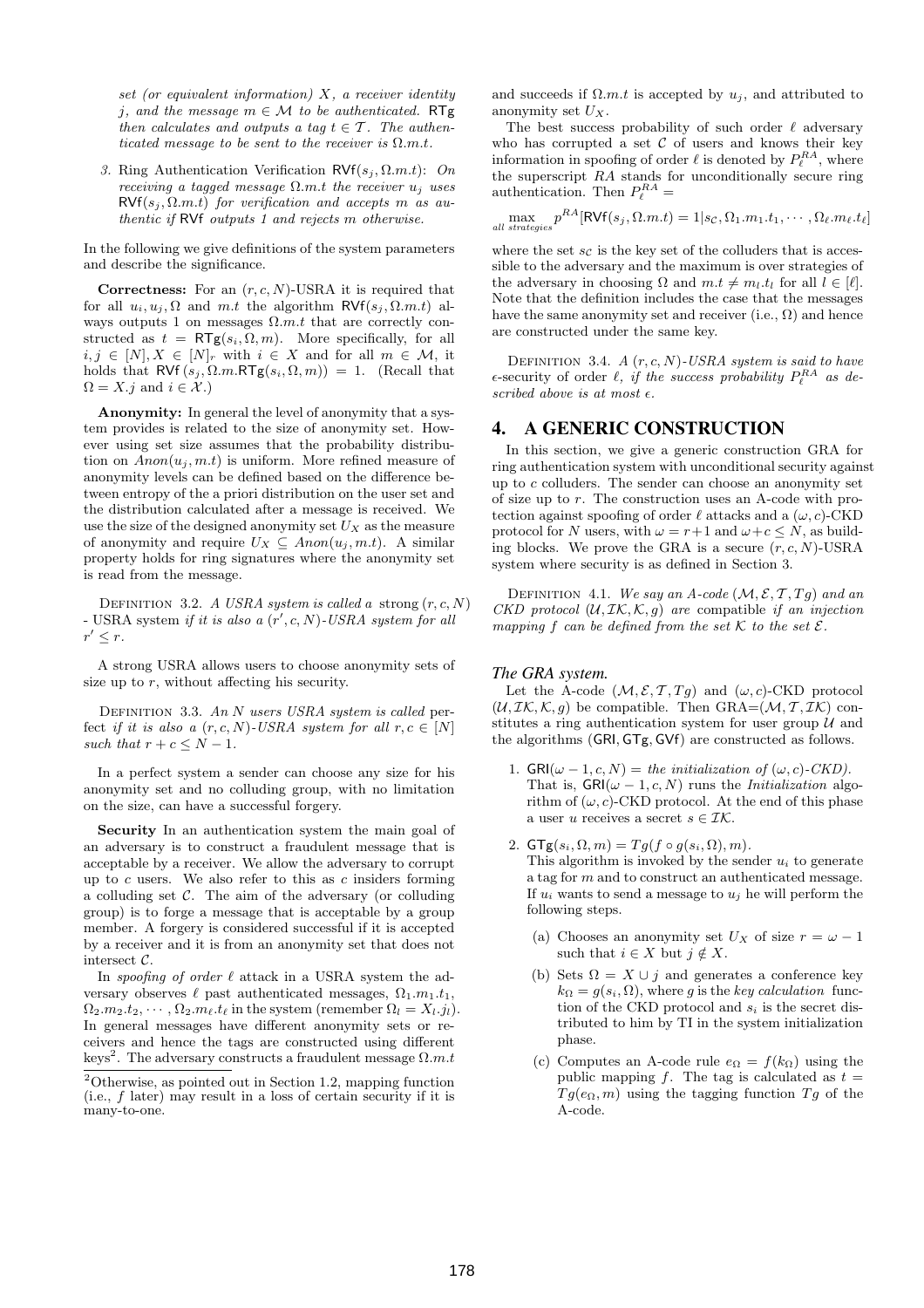*set (or equivalent information) $X$, a receiver identity $j$, and the message $m \in \mathcal{M}$ to be authenticated.* $\mathsf{RTg}$ *then calculates and outputs a tag $t \in \mathcal{T}$. The authenticated message to be sent to the receiver is $\Omega.m.t$.*

3. Ring Authentication Verification $\mathsf{RVf}(s_j, \Omega.m.t)$: *On receiving a tagged message $\Omega.m.t$ the receiver $u_j$ uses $\mathsf{RVf}(s_j, \Omega.m.t)$ for verification and accepts $m$ as authentic if* $\mathsf{RVf}$ *outputs 1 and rejects $m$ otherwise.*

In the following we give definitions of the system parameters and describe the significance.

**Correctness:** For an $(r, c, N)$-USRA it is required that for all $u_i, u_j, \Omega$ and $m.t$ the algorithm $\mathsf{RVf}(s_j, \Omega.m.t)$ always outputs 1 on messages $\Omega.m.t$ that are correctly constructed as $t = \mathsf{RTg}(s_i, \Omega, m)$. More specifically, for all $i, j \in [N], X \in [N]_r$ with $i \in X$ and for all $m \in \mathcal{M}$, it holds that $\mathsf{RVf}(s_j, \Omega.m.\mathsf{RTg}(s_i, \Omega, m)) = 1$. (Recall that $\Omega = X.j$ and $i \in \mathcal{X}$.)

**Anonymity:** In general the level of anonymity that a system provides is related to the size of anonymity set. However using set size assumes that the probability distribution on $Anon(u_j, m.t)$ is uniform. More refined measure of anonymity levels can be defined based on the difference between entropy of the a priori distribution on the user set and the distribution calculated after a message is received. We use the size of the designed anonymity set $U_X$ as the measure of anonymity and require $U_X \subseteq Anon(u_j, m.t)$. A similar property holds for ring signatures where the anonymity set is read from the message.

Definition 3.2. *A USRA system is called a* strong $(r, c, N)$ - USRA system *if it is also a $(r', c, N)$-USRA system for all $r' \leq r$.*

A strong USRA allows users to choose anonymity sets of size up to $r$, without affecting his security.

Definition 3.3. *An $N$ users USRA system is called* perfect *if it is also a $(r, c, N)$-USRA system for all $r, c \in [N]$ such that $r + c \leq N - 1$.*

In a perfect system a sender can choose any size for his anonymity set and no colluding group, with no limitation on the size, can have a successful forgery.

**Security** In an authentication system the main goal of an adversary is to construct a fraudulent message that is acceptable by a receiver. We allow the adversary to corrupt up to $c$ users. We also refer to this as $c$ insiders forming a colluding set $\mathcal{C}$. The aim of the adversary (or colluding group) is to forge a message that is acceptable by a group member. A forgery is considered successful if it is accepted by a receiver and it is from an anonymity set that does not intersect $\mathcal{C}$.

In *spoofing of order $\ell$* attack in a USRA system the adversary observes $\ell$ past authenticated messages, $\Omega_1.m_1.t_1$, $\Omega_2.m_2.t_2, \cdots, \Omega_2.m_\ell.t_\ell$ in the system (remember $\Omega_l = X_l.j_l$). In general messages have different anonymity sets or receivers and hence the tags are constructed using different keys[2]. The adversary constructs a fraudulent message $\Omega.m.t$ and succeeds if $\Omega.m.t$ is accepted by $u_j$, and attributed to anonymity set $U_X$.

The best success probability of such order $\ell$ adversary who has corrupted a set $\mathcal{C}$ of users and knows their key information in spoofing of order $\ell$ is denoted by $P_\ell^{RA}$, where the superscript $RA$ stands for unconditionally secure ring authentication. Then $P_\ell^{RA} =$

$$\max_{all\ strategies} p^{RA}[\mathsf{RVf}(s_j, \Omega.m.t) = 1 | s_{\mathcal{C}}, \Omega_1.m_1.t_1, \cdots, \Omega_\ell.m_\ell.t_\ell]$$

where the set $s_{\mathcal{C}}$ is the key set of the colluders that is accessible to the adversary and the maximum is over strategies of the adversary in choosing $\Omega$ and $m.t \neq m_l.t_l$ for all $l \in [\ell]$. Note that the definition includes the case that the messages have the same anonymity set and receiver (i.e., $\Omega$) and hence are constructed under the same key.

Definition 3.4. *A $(r, c, N)$-USRA system is said to have $\epsilon$-security of order $\ell$, if the success probability $P_\ell^{RA}$ as described above is at most $\epsilon$.*

## 4. A GENERIC CONSTRUCTION

In this section, we give a generic construction GRA for ring authentication system with unconditional security against up to $c$ colluders. The sender can choose an anonymity set of size up to $r$. The construction uses an A-code with protection against spoofing of order $\ell$ attacks and a $(\omega, c)$-CKD protocol for $N$ users, with $\omega = r+1$ and $\omega + c \leq N$, as building blocks. We prove the GRA is a secure $(r, c, N)$-USRA system where security is as defined in Section 3.

Definition 4.1. *We say an A-code $(\mathcal{M}, \mathcal{E}, \mathcal{T}, Tg)$ and an CKD protocol $(\mathcal{U}, \mathcal{IK}, \mathcal{K}, g)$ are* compatible *if an injection mapping $f$ can be defined from the set $\mathcal{K}$ to the set $\mathcal{E}$.*

### *The GRA system.*

Let the A-code $(\mathcal{M}, \mathcal{E}, \mathcal{T}, Tg)$ and $(\omega, c)$-CKD protocol $(\mathcal{U}, \mathcal{IK}, \mathcal{K}, g)$ be compatible. Then GRA$=(\mathcal{M}, \mathcal{T}, \mathcal{IK})$ constitutes a ring authentication system for user group $\mathcal{U}$ and the algorithms $(\mathsf{GRI}, \mathsf{GTg}, \mathsf{GVf})$ are constructed as follows.

1. $\mathsf{GRI}(\omega - 1, c, N)$ = *the initialization of $(\omega, c)$-CKD)*. That is, $\mathsf{GRI}(\omega - 1, c, N)$ runs the *Initialization* algorithm of $(\omega, c)$-CKD protocol. At the end of this phase a user $u$ receives a secret $s \in \mathcal{IK}$.

2. $\mathsf{GTg}(s_i, \Omega, m) = Tg(f \circ g(s_i, \Omega), m)$.
   This algorithm is invoked by the sender $u_i$ to generate a tag for $m$ and to construct an authenticated message. If $u_i$ wants to send a message to $u_j$ he will perform the following steps.

   (a) Chooses an anonymity set $U_X$ of size $r = \omega - 1$ such that $i \in X$ but $j \notin X$.

   (b) Sets $\Omega = X \cup j$ and generates a conference key $k_\Omega = g(s_i, \Omega)$, where $g$ is the *key calculation* function of the CKD protocol and $s_i$ is the secret distributed to him by TI in the system initialization phase.

   (c) Computes an A-code rule $e_\Omega = f(k_\Omega)$ using the public mapping $f$. The tag is calculated as $t = Tg(e_\Omega, m)$ using the tagging function $Tg$ of the A-code.

---

[2] Otherwise, as pointed out in Section 1.2, mapping function (i.e., $f$ later) may result in a loss of certain security if it is many-to-one.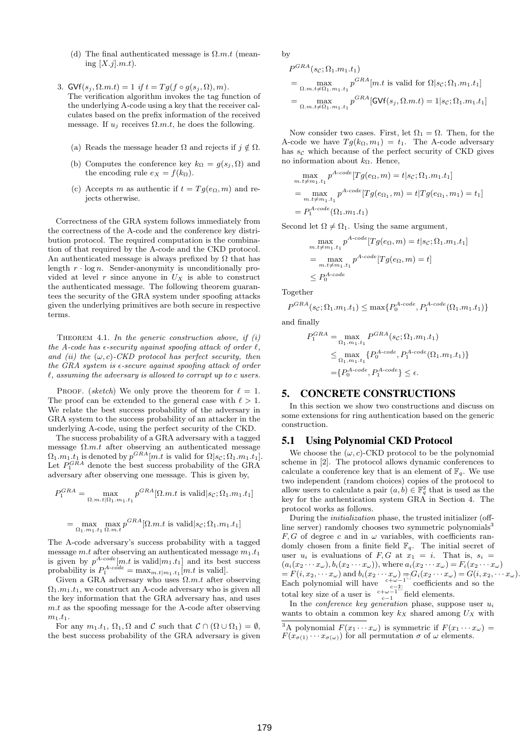(d) The final authenticated message is $\Omega.m.t$ (meaning $[X.j].m.t$).

3. $\mathsf{GVf}(s_j, \Omega.m.t) = 1$ *if* $t = Tg(f \circ g(s_j, \Omega), m)$.
The verification algorithm invokes the tag function of the underlying A-code using a key that the receiver calculates based on the prefix information of the received message. If $u_j$ receives $\Omega.m.t$, he does the following.

   (a) Reads the message header $\Omega$ and rejects if $j \notin \Omega$.

   (b) Computes the conference key $k_\Omega = g(s_j, \Omega)$ and the encoding rule $e_X = f(k_\Omega)$.

   (c) Accepts $m$ as authentic if $t = Tg(e_\Omega, m)$ and rejects otherwise.

Correctness of the GRA system follows immediately from the correctness of the A-code and the conference key distribution protocol. The required computation is the combination of that required by the A-code and the CKD protocol. An authenticated message is always prefixed by $\Omega$ that has length $r \cdot \log n$. Sender-anonymity is unconditionally provided at level $r$ since anyone in $U_X$ is able to construct the authenticated message. The following theorem guarantees the security of the GRA system under spoofing attacks given the underlying primitives are both secure in respective terms.

THEOREM 4.1. *In the generic construction above, if (i) the A-code has $\epsilon$-security against spoofing attack of order $\ell$, and (ii) the $(\omega, c)$-CKD protocol has perfect security, then the GRA system is $\epsilon$-secure against spoofing attack of order $\ell$, assuming the adversary is allowed to corrupt up to $c$ users.*

PROOF. (*sketch*) We only prove the theorem for $\ell = 1$. The proof can be extended to the general case with $\ell > 1$. We relate the best success probability of the adversary in GRA system to the success probability of an attacker in the underlying A-code, using the perfect security of the CKD.

The success probability of a GRA adversary with a tagged message $\Omega.m.t$ after observing an authenticated message $\Omega_1.m_1.t_1$ is denoted by $p^{GRA}[m.t \text{ is valid for } \Omega|s_\mathcal{C}; \Omega_1.m_1.t_1]$. Let $P_1^{GRA}$ denote the best success probability of the GRA adversary after observing one message. This is given by,

$$P_1^{GRA} = \max_{\Omega.m.t|\Omega_1.m_1.t_1} p^{GRA}[\Omega.m.t \text{ is valid}|s_\mathcal{C}; \Omega_1.m_1.t_1]$$

$$= \max_{\Omega_1.m_1.t_1} \max_{\Omega.m.t} p^{GRA}[\Omega.m.t \text{ is valid}|s_\mathcal{C}; \Omega_1.m_1.t_1]$$

The A-code adversary's success probability with a tagged message $m.t$ after observing an authenticated message $m_1.t_1$ is given by $p^{A\text{-}code}[m.t \text{ is valid}|m_1.t_1]$ and its best success probability is $P_1^{A\text{-}code} = \max_{m.t|m_1.t_1}[m.t \text{ is valid}]$.

Given a GRA adversary who uses $\Omega.m.t$ after observing $\Omega_1.m_1.t_1$, we construct an A-code adversary who is given all the key information that the GRA adversary has, and uses $m.t$ as the spoofing message for the A-code after observing $m_1.t_1$.

For any $m_1.t_1$, $\Omega_1, \Omega$ and $\mathcal{C}$ such that $\mathcal{C} \cap (\Omega \cup \Omega_1) = \emptyset$, the best success probability of the GRA adversary is given by

$$\begin{aligned}
&P^{GRA}(s_\mathcal{C}; \Omega_1.m_1.t_1) \\
&= \max_{\Omega.m.t \neq \Omega_1.m_1.t_1} p^{GRA}[m.t \text{ is valid for } \Omega|s_\mathcal{C}; \Omega_1.m_1.t_1] \\
&= \max_{\Omega.m.t \neq \Omega_1.m_1.t_1} p^{GRA}[\mathsf{GVf}(s_j, \Omega.m.t) = 1|s_\mathcal{C}; \Omega_1.m_1.t_1]
\end{aligned}$$

Now consider two cases. First, let $\Omega_1 = \Omega$. Then, for the A-code we have $Tg(k_\Omega, m_1) = t_1$. The A-code adversary has $s_\mathcal{C}$ which because of the perfect security of CKD gives no information about $k_\Omega$. Hence,

$$\begin{aligned}
&\max_{m.t \neq m_1.t_1} p^{A\text{-}code}[Tg(e_\Omega, m) = t|s_\mathcal{C}; \Omega_1.m_1.t_1] \\
&= \max_{m.t \neq m_1.t_1} p^{A\text{-}code}[Tg(e_{\Omega_1}, m) = t|Tg(e_{\Omega_1}, m_1) = t_1] \\
&= P_1^{A\text{-}code}(\Omega_1.m_1.t_1)
\end{aligned}$$

Second let $\Omega \neq \Omega_1$. Using the same argument,

$$\begin{aligned}
&\max_{m.t \neq m_1.t_1} p^{A\text{-}code}[Tg(e_\Omega, m) = t|s_\mathcal{C}; \Omega_1.m_1.t_1] \\
&= \max_{m.t \neq m_1.t_1} p^{A\text{-}code}[Tg(e_\Omega, m) = t] \\
&\leq P_0^{A\text{-}code}
\end{aligned}$$

Together

$$P^{GRA}(s_\mathcal{C}; \Omega_1.m_1.t_1) \leq \max\{P_0^{A\text{-}code}, P_1^{A\text{-}code}(\Omega_1.m_1.t_1)\}$$

and finally

$$\begin{aligned}
P_1^{GRA} &= \max_{\Omega_1.m_1.t_1} P^{GRA}(s_\mathcal{C}; \Omega_1.m_1.t_1) \\
&\leq \max_{\Omega_1.m_1.t_1} \{P_0^{A\text{-}code}, P_1^{A\text{-}code}(\Omega_1.m_1.t_1)\} \\
&= \{P_0^{A\text{-}code}, P_1^{A\text{-}code}\} \leq \epsilon.
\end{aligned}$$

## 5. CONCRETE CONSTRUCTIONS

In this section we show two constructions and discuss on some extensions for ring authentication based on the generic construction.

### 5.1 Using Polynomial CKD Protocol

We choose the $(\omega, c)$-CKD protocol to be the polynomial scheme in [2]. The protocol allows dynamic conferences to calculate a conference key that is an element of $\mathbb{F}_q$. We use two independent (random choices) copies of the protocol to allow users to calculate a pair $(a, b) \in \mathbb{F}_q^2$ that is used as the key for the authentication system GRA in Section 4. The protocol works as follows.

During the *initialization* phase, the trusted initializer (offline server) randomly chooses two symmetric polynomials[3] $F, G$ of degree $c$ and in $\omega$ variables, with coefficients randomly chosen from a finite field $\mathbb{F}_q$. The initial secret of user $u_i$ is evaluations of $F, G$ at $x_1 = i$. That is, $s_i = (a_i(x_2 \cdots x_\omega), b_i(x_2 \cdots x_\omega))$, where $a_i(x_2 \cdots x_\omega) = F_i(x_2 \cdots x_\omega) = F(i, x_2, \cdots x_\omega)$ and $b_i(x_2 \cdots x_\omega) = G_i(x_2 \cdots x_\omega) = G(i, x_2, \cdots x_\omega)$. Each polynomial will have $\binom{c+\omega-1}{c-1}$ coefficients and so the total key size of a user is $\binom{c+\omega-1}{c-1}$ field elements.

In the *conference key generation* phase, suppose user $u_i$ wants to obtain a common key $k_X$ shared among $U_X$ with

[3] A polynomial $F(x_1 \cdots x_\omega)$ is symmetric if $F(x_1 \cdots x_\omega) = F(x_{\sigma(1)} \cdots x_{\sigma(\omega)})$ for all permutation $\sigma$ of $\omega$ elements.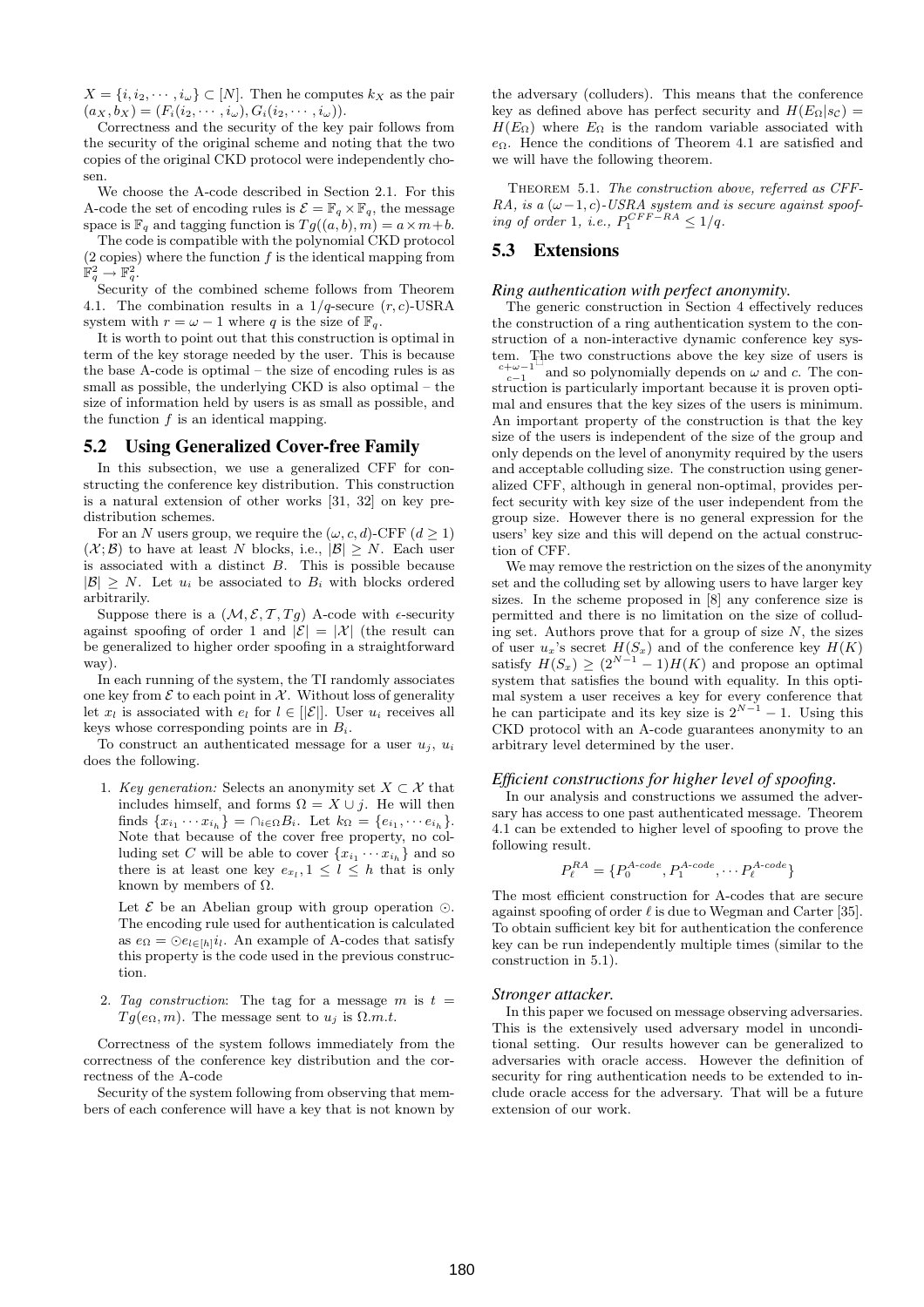$X = \{i, i_2, \cdots, i_\omega\} \subset [N]$. Then he computes $k_X$ as the pair $(a_X, b_X) = (F_i(i_2, \cdots, i_\omega), G_i(i_2, \cdots, i_\omega))$.

Correctness and the security of the key pair follows from the security of the original scheme and noting that the two copies of the original CKD protocol were independently chosen.

We choose the A-code described in Section 2.1. For this A-code the set of encoding rules is $\mathcal{E} = \mathbb{F}_q \times \mathbb{F}_q$, the message space is $\mathbb{F}_q$ and tagging function is $Tg((a,b), m) = a \times m + b$.

The code is compatible with the polynomial CKD protocol (2 copies) where the function $f$ is the identical mapping from $\mathbb{F}_q^2 \rightarrow \mathbb{F}_q^2$.

Security of the combined scheme follows from Theorem 4.1. The combination results in a $1/q$-secure $(r, c)$-USRA system with $r = \omega - 1$ where $q$ is the size of $\mathbb{F}_q$.

It is worth to point out that this construction is optimal in term of the key storage needed by the user. This is because the base A-code is optimal – the size of encoding rules is as small as possible, the underlying CKD is also optimal – the size of information held by users is as small as possible, and the function $f$ is an identical mapping.

## 5.2 Using Generalized Cover-free Family

In this subsection, we use a generalized CFF for constructing the conference key distribution. This construction is a natural extension of other works [31, 32] on key predistribution schemes.

For an $N$ users group, we require the $(\omega, c, d)$-CFF ($d \geq 1$) $(\mathcal{X}; \mathcal{B})$ to have at least $N$ blocks, i.e., $|\mathcal{B}| \geq N$. Each user is associated with a distinct $B$. This is possible because $|\mathcal{B}| \geq N$. Let $u_i$ be associated to $B_i$ with blocks ordered arbitrarily.

Suppose there is a $(\mathcal{M}, \mathcal{E}, \mathcal{T}, Tg)$ A-code with $\epsilon$-security against spoofing of order 1 and $|\mathcal{E}| = |\mathcal{X}|$ (the result can be generalized to higher order spoofing in a straightforward way).

In each running of the system, the TI randomly associates one key from $\mathcal{E}$ to each point in $\mathcal{X}$. Without loss of generality let $x_l$ is associated with $e_l$ for $l \in [|\mathcal{E}|]$. User $u_i$ receives all keys whose corresponding points are in $B_i$.

To construct an authenticated message for a user $u_j$, $u_i$ does the following.

1. *Key generation:* Selects an anonymity set $X \subset \mathcal{X}$ that includes himself, and forms $\Omega = X \cup j$. He will then finds $\{x_{i_1} \cdots x_{i_h}\} = \cap_{i \in \Omega} B_i$. Let $k_\Omega = \{e_{i_1}, \cdots e_{i_h}\}$. Note that because of the cover free property, no colluding set $C$ will be able to cover $\{x_{i_1} \cdots x_{i_h}\}$ and so there is at least one key $e_{x_l}, 1 \leq l \leq h$ that is only known by members of $\Omega$.

   Let $\mathcal{E}$ be an Abelian group with group operation $\odot$. The encoding rule used for authentication is calculated as $e_\Omega = \odot e_{l \in [h]} i_l$. An example of A-codes that satisfy this property is the code used in the previous construction.

2. *Tag construction*: The tag for a message $m$ is $t = Tg(e_\Omega, m)$. The message sent to $u_j$ is $\Omega.m.t$.

Correctness of the system follows immediately from the correctness of the conference key distribution and the correctness of the A-code

Security of the system following from observing that members of each conference will have a key that is not known by the adversary (colluders). This means that the conference key as defined above has perfect security and $H(E_\Omega | s_\mathcal{C}) = H(E_\Omega)$ where $E_\Omega$ is the random variable associated with $e_\Omega$. Hence the conditions of Theorem 4.1 are satisfied and we will have the following theorem.

Theorem 5.1. *The construction above, referred as CFF-RA, is a $(\omega - 1, c)$-USRA system and is secure against spoofing of order 1, i.e., $P_1^{CFF-RA} \leq 1/q$.*

## 5.3 Extensions

### *Ring authentication with perfect anonymity.*

The generic construction in Section 4 effectively reduces the construction of a ring authentication system to the construction of a non-interactive dynamic conference key system. The two constructions above the key size of users is $\binom{c+\omega-1}{c-1}$ and so polynomially depends on $\omega$ and $c$. The construction is particularly important because it is proven optimal and ensures that the key sizes of the users is minimum. An important property of the construction is that the key size of the users is independent of the size of the group and only depends on the level of anonymity required by the users and acceptable colluding size. The construction using generalized CFF, although in general non-optimal, provides perfect security with key size of the user independent from the group size. However there is no general expression for the users' key size and this will depend on the actual construction of CFF.

We may remove the restriction on the sizes of the anonymity set and the colluding set by allowing users to have larger key sizes. In the scheme proposed in [8] any conference size is permitted and there is no limitation on the size of colluding set. Authors prove that for a group of size $N$, the sizes of user $u_x$'s secret $H(S_x)$ and of the conference key $H(K)$ satisfy $H(S_x) \geq (2^{N-1} - 1)H(K)$ and propose an optimal system that satisfies the bound with equality. In this optimal system a user receives a key for every conference that he can participate and its key size is $2^{N-1} - 1$. Using this CKD protocol with an A-code guarantees anonymity to an arbitrary level determined by the user.

### *Efficient constructions for higher level of spoofing.*

In our analysis and constructions we assumed the adversary has access to one past authenticated message. Theorem 4.1 can be extended to higher level of spoofing to prove the following result.

$$P_\ell^{RA} = \{P_0^{A\text{-}code}, P_1^{A\text{-}code}, \cdots P_\ell^{A\text{-}code}\}$$

The most efficient construction for A-codes that are secure against spoofing of order $\ell$ is due to Wegman and Carter [35]. To obtain sufficient key bit for authentication the conference key can be run independently multiple times (similar to the construction in 5.1).

### *Stronger attacker.*

In this paper we focused on message observing adversaries. This is the extensively used adversary model in unconditional setting. Our results however can be generalized to adversaries with oracle access. However the definition of security for ring authentication needs to be extended to include oracle access for the adversary. That will be a future extension of our work.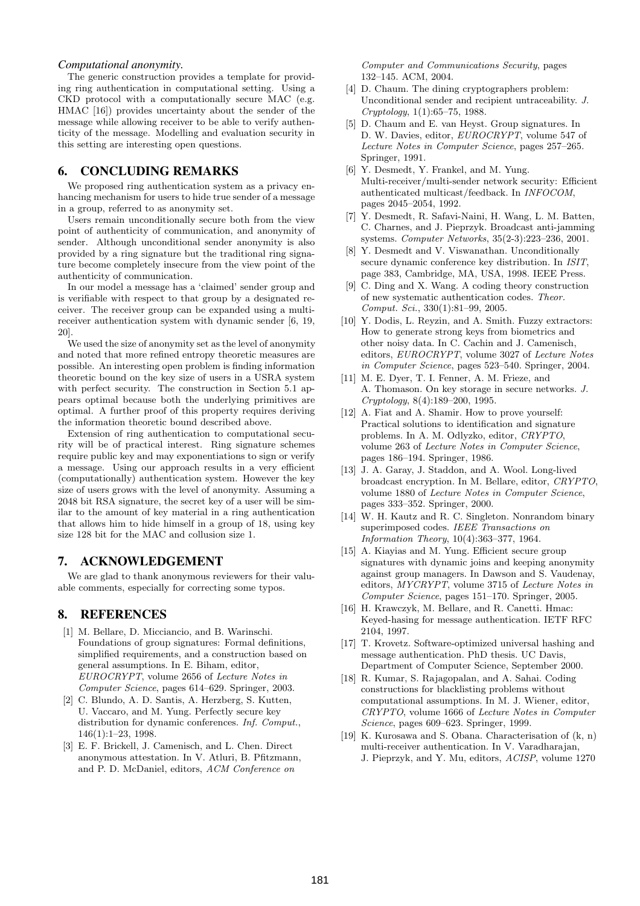*Computational anonymity.*

The generic construction provides a template for providing ring authentication in computational setting. Using a CKD protocol with a computationally secure MAC (e.g. HMAC [16]) provides uncertainty about the sender of the message while allowing receiver to be able to verify authenticity of the message. Modelling and evaluation security in this setting are interesting open questions.

## 6. CONCLUDING REMARKS

We proposed ring authentication system as a privacy enhancing mechanism for users to hide true sender of a message in a group, referred to as anonymity set.

Users remain unconditionally secure both from the view point of authenticity of communication, and anonymity of sender. Although unconditional sender anonymity is also provided by a ring signature but the traditional ring signature become completely insecure from the view point of the authenticity of communication.

In our model a message has a 'claimed' sender group and is verifiable with respect to that group by a designated receiver. The receiver group can be expanded using a multi-receiver authentication system with dynamic sender [6, 19, 20].

We used the size of anonymity set as the level of anonymity and noted that more refined entropy theoretic measures are possible. An interesting open problem is finding information theoretic bound on the key size of users in a USRA system with perfect security. The construction in Section 5.1 appears optimal because both the underlying primitives are optimal. A further proof of this property requires deriving the information theoretic bound described above.

Extension of ring authentication to computational security will be of practical interest. Ring signature schemes require public key and may exponentiations to sign or verify a message. Using our approach results in a very efficient (computationally) authentication system. However the key size of users grows with the level of anonymity. Assuming a 2048 bit RSA signature, the secret key of a user will be similar to the amount of key material in a ring authentication that allows him to hide himself in a group of 18, using key size 128 bit for the MAC and collusion size 1.

## 7. ACKNOWLEDGEMENT

We are glad to thank anonymous reviewers for their valuable comments, especially for correcting some typos.

## 8. REFERENCES

- [1] M. Bellare, D. Micciancio, and B. Warinschi. Foundations of group signatures: Formal definitions, simplified requirements, and a construction based on general assumptions. In E. Biham, editor, *EUROCRYPT*, volume 2656 of *Lecture Notes in Computer Science*, pages 614–629. Springer, 2003.
- [2] C. Blundo, A. D. Santis, A. Herzberg, S. Kutten, U. Vaccaro, and M. Yung. Perfectly secure key distribution for dynamic conferences. *Inf. Comput.*, 146(1):1–23, 1998.
- [3] E. F. Brickell, J. Camenisch, and L. Chen. Direct anonymous attestation. In V. Atluri, B. Pfitzmann, and P. D. McDaniel, editors, *ACM Conference on Computer and Communications Security*, pages 132–145. ACM, 2004.
- [4] D. Chaum. The dining cryptographers problem: Unconditional sender and recipient untraceability. *J. Cryptology*, 1(1):65–75, 1988.
- [5] D. Chaum and E. van Heyst. Group signatures. In D. W. Davies, editor, *EUROCRYPT*, volume 547 of *Lecture Notes in Computer Science*, pages 257–265. Springer, 1991.
- [6] Y. Desmedt, Y. Frankel, and M. Yung. Multi-receiver/multi-sender network security: Efficient authenticated multicast/feedback. In *INFOCOM*, pages 2045–2054, 1992.
- [7] Y. Desmedt, R. Safavi-Naini, H. Wang, L. M. Batten, C. Charnes, and J. Pieprzyk. Broadcast anti-jamming systems. *Computer Networks*, 35(2-3):223–236, 2001.
- [8] Y. Desmedt and V. Viswanathan. Unconditionally secure dynamic conference key distribution. In *ISIT*, page 383, Cambridge, MA, USA, 1998. IEEE Press.
- [9] C. Ding and X. Wang. A coding theory construction of new systematic authentication codes. *Theor. Comput. Sci.*, 330(1):81–99, 2005.
- [10] Y. Dodis, L. Reyzin, and A. Smith. Fuzzy extractors: How to generate strong keys from biometrics and other noisy data. In C. Cachin and J. Camenisch, editors, *EUROCRYPT*, volume 3027 of *Lecture Notes in Computer Science*, pages 523–540. Springer, 2004.
- [11] M. E. Dyer, T. I. Fenner, A. M. Frieze, and A. Thomason. On key storage in secure networks. *J. Cryptology*, 8(4):189–200, 1995.
- [12] A. Fiat and A. Shamir. How to prove yourself: Practical solutions to identification and signature problems. In A. M. Odlyzko, editor, *CRYPTO*, volume 263 of *Lecture Notes in Computer Science*, pages 186–194. Springer, 1986.
- [13] J. A. Garay, J. Staddon, and A. Wool. Long-lived broadcast encryption. In M. Bellare, editor, *CRYPTO*, volume 1880 of *Lecture Notes in Computer Science*, pages 333–352. Springer, 2000.
- [14] W. H. Kautz and R. C. Singleton. Nonrandom binary superimposed codes. *IEEE Transactions on Information Theory*, 10(4):363–377, 1964.
- [15] A. Kiayias and M. Yung. Efficient secure group signatures with dynamic joins and keeping anonymity against group managers. In Dawson and S. Vaudenay, editors, *MYCRYPT*, volume 3715 of *Lecture Notes in Computer Science*, pages 151–170. Springer, 2005.
- [16] H. Krawczyk, M. Bellare, and R. Canetti. Hmac: Keyed-hasing for message authentication. IETF RFC 2104, 1997.
- [17] T. Krovetz. Software-optimized universal hashing and message authentication. PhD thesis. UC Davis, Department of Computer Science, September 2000.
- [18] R. Kumar, S. Rajagopalan, and A. Sahai. Coding constructions for blacklisting problems without computational assumptions. In M. J. Wiener, editor, *CRYPTO*, volume 1666 of *Lecture Notes in Computer Science*, pages 609–623. Springer, 1999.
- [19] K. Kurosawa and S. Obana. Characterisation of (k, n) multi-receiver authentication. In V. Varadharajan, J. Pieprzyk, and Y. Mu, editors, *ACISP*, volume 1270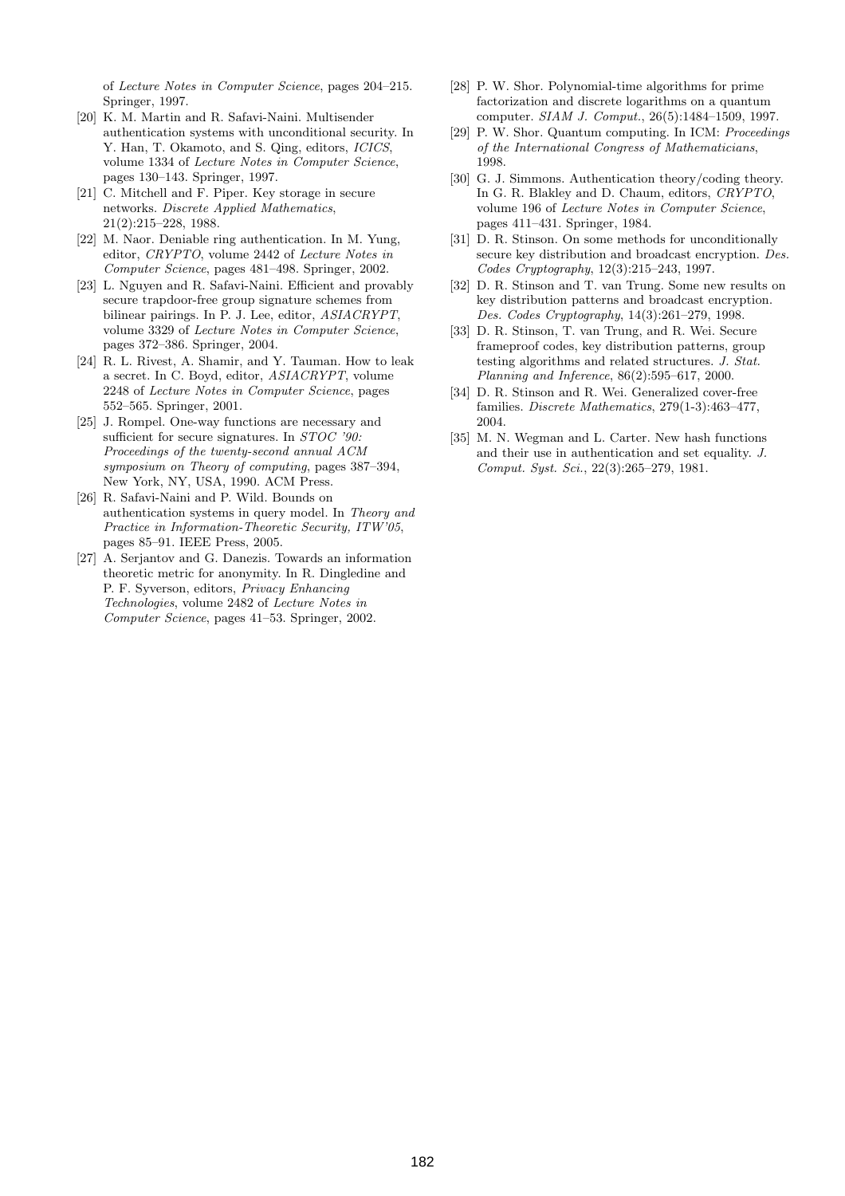of *Lecture Notes in Computer Science*, pages 204–215. Springer, 1997.

[20] K. M. Martin and R. Safavi-Naini. Multisender authentication systems with unconditional security. In Y. Han, T. Okamoto, and S. Qing, editors, *ICICS*, volume 1334 of *Lecture Notes in Computer Science*, pages 130–143. Springer, 1997.

[21] C. Mitchell and F. Piper. Key storage in secure networks. *Discrete Applied Mathematics*, 21(2):215–228, 1988.

[22] M. Naor. Deniable ring authentication. In M. Yung, editor, *CRYPTO*, volume 2442 of *Lecture Notes in Computer Science*, pages 481–498. Springer, 2002.

[23] L. Nguyen and R. Safavi-Naini. Efficient and provably secure trapdoor-free group signature schemes from bilinear pairings. In P. J. Lee, editor, *ASIACRYPT*, volume 3329 of *Lecture Notes in Computer Science*, pages 372–386. Springer, 2004.

[24] R. L. Rivest, A. Shamir, and Y. Tauman. How to leak a secret. In C. Boyd, editor, *ASIACRYPT*, volume 2248 of *Lecture Notes in Computer Science*, pages 552–565. Springer, 2001.

[25] J. Rompel. One-way functions are necessary and sufficient for secure signatures. In *STOC '90: Proceedings of the twenty-second annual ACM symposium on Theory of computing*, pages 387–394, New York, NY, USA, 1990. ACM Press.

[26] R. Safavi-Naini and P. Wild. Bounds on authentication systems in query model. In *Theory and Practice in Information-Theoretic Security, ITW'05*, pages 85–91. IEEE Press, 2005.

[27] A. Serjantov and G. Danezis. Towards an information theoretic metric for anonymity. In R. Dingledine and P. F. Syverson, editors, *Privacy Enhancing Technologies*, volume 2482 of *Lecture Notes in Computer Science*, pages 41–53. Springer, 2002.

[28] P. W. Shor. Polynomial-time algorithms for prime factorization and discrete logarithms on a quantum computer. *SIAM J. Comput.*, 26(5):1484–1509, 1997.

[29] P. W. Shor. Quantum computing. In ICM: *Proceedings of the International Congress of Mathematicians*, 1998.

[30] G. J. Simmons. Authentication theory/coding theory. In G. R. Blakley and D. Chaum, editors, *CRYPTO*, volume 196 of *Lecture Notes in Computer Science*, pages 411–431. Springer, 1984.

[31] D. R. Stinson. On some methods for unconditionally secure key distribution and broadcast encryption. *Des. Codes Cryptography*, 12(3):215–243, 1997.

[32] D. R. Stinson and T. van Trung. Some new results on key distribution patterns and broadcast encryption. *Des. Codes Cryptography*, 14(3):261–279, 1998.

[33] D. R. Stinson, T. van Trung, and R. Wei. Secure frameproof codes, key distribution patterns, group testing algorithms and related structures. *J. Stat. Planning and Inference*, 86(2):595–617, 2000.

[34] D. R. Stinson and R. Wei. Generalized cover-free families. *Discrete Mathematics*, 279(1-3):463–477, 2004.

[35] M. N. Wegman and L. Carter. New hash functions and their use in authentication and set equality. *J. Comput. Syst. Sci.*, 22(3):265–279, 1981.